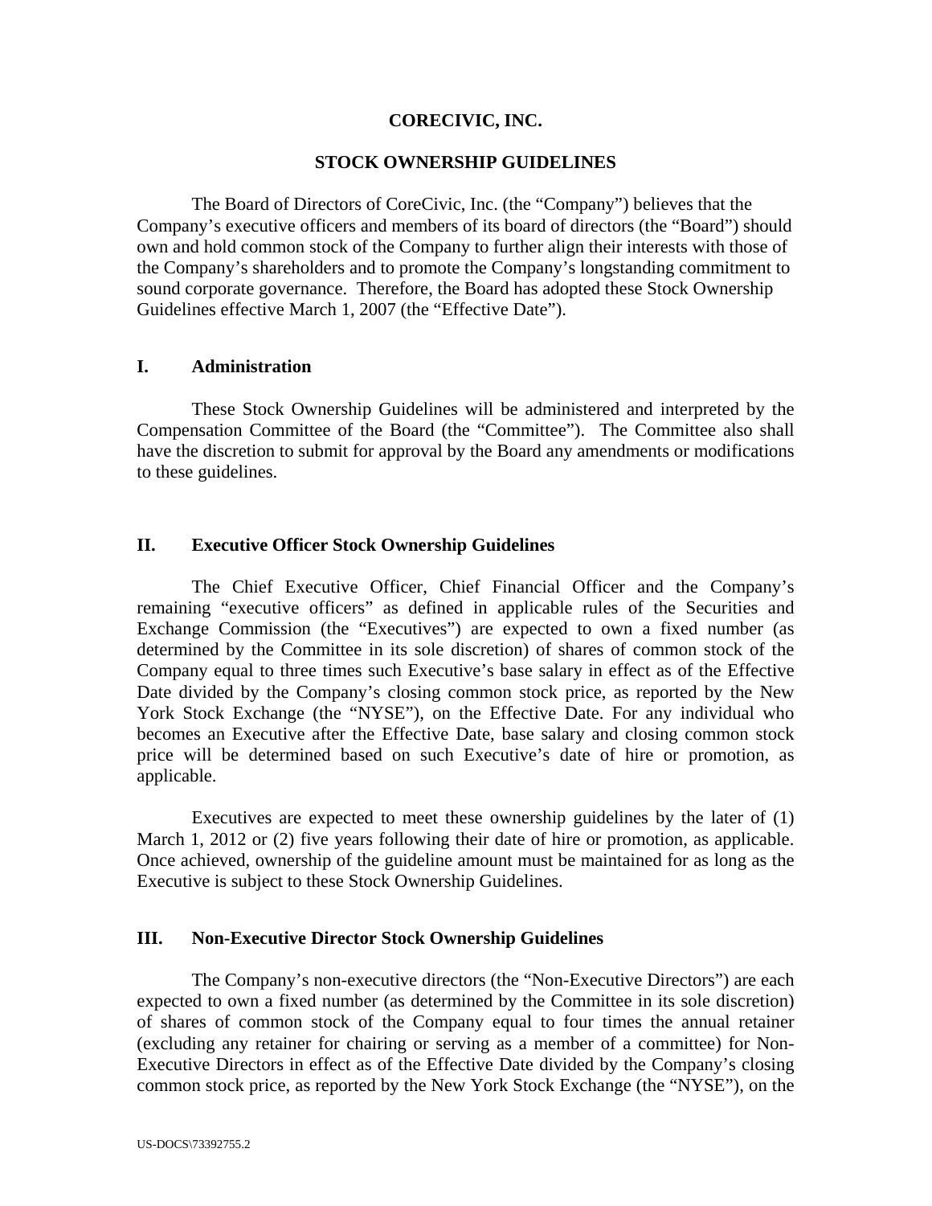# CORECIVIC, INC.

## STOCK OWNERSHIP GUIDELINES

The Board of Directors of CoreCivic, Inc. (the "Company") believes that the Company's executive officers and members of its board of directors (the "Board") should own and hold common stock of the Company to further align their interests with those of the Company's shareholders and to promote the Company's longstanding commitment to sound corporate governance. Therefore, the Board has adopted these Stock Ownership Guidelines effective March 1, 2007 (the "Effective Date").

### I. Administration

These Stock Ownership Guidelines will be administered and interpreted by the Compensation Committee of the Board (the "Committee"). The Committee also shall have the discretion to submit for approval by the Board any amendments or modifications to these guidelines.

### II. Executive Officer Stock Ownership Guidelines

The Chief Executive Officer, Chief Financial Officer and the Company's remaining "executive officers" as defined in applicable rules of the Securities and Exchange Commission (the "Executives") are expected to own a fixed number (as determined by the Committee in its sole discretion) of shares of common stock of the Company equal to three times such Executive's base salary in effect as of the Effective Date divided by the Company's closing common stock price, as reported by the New York Stock Exchange (the "NYSE"), on the Effective Date. For any individual who becomes an Executive after the Effective Date, base salary and closing common stock price will be determined based on such Executive's date of hire or promotion, as applicable.

Executives are expected to meet these ownership guidelines by the later of (1) March 1, 2012 or (2) five years following their date of hire or promotion, as applicable. Once achieved, ownership of the guideline amount must be maintained for as long as the Executive is subject to these Stock Ownership Guidelines.

### III. Non-Executive Director Stock Ownership Guidelines

The Company's non-executive directors (the "Non-Executive Directors") are each expected to own a fixed number (as determined by the Committee in its sole discretion) of shares of common stock of the Company equal to four times the annual retainer (excluding any retainer for chairing or serving as a member of a committee) for Non-Executive Directors in effect as of the Effective Date divided by the Company's closing common stock price, as reported by the New York Stock Exchange (the "NYSE"), on the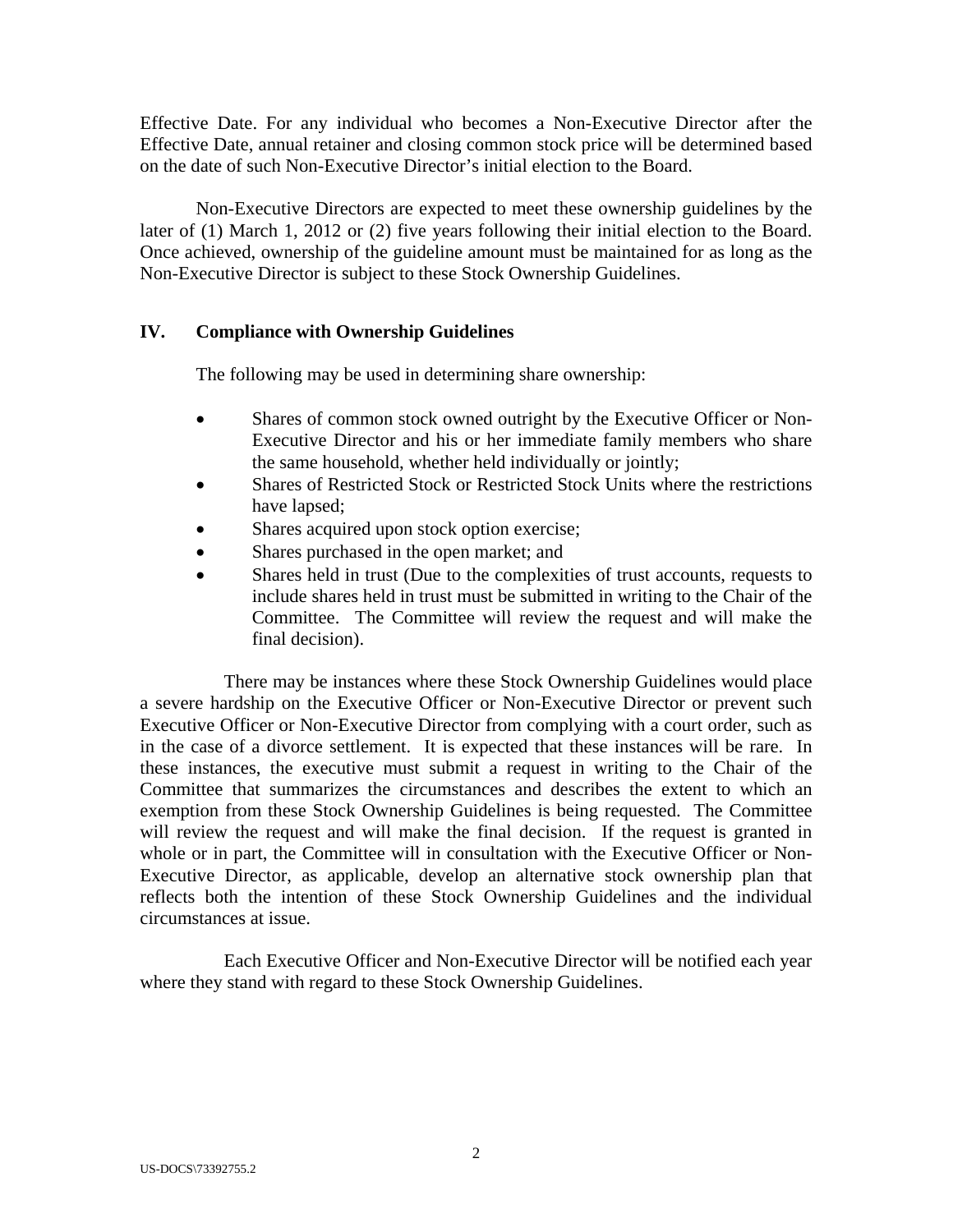Effective Date. For any individual who becomes a Non-Executive Director after the Effective Date, annual retainer and closing common stock price will be determined based on the date of such Non-Executive Director's initial election to the Board.

Non-Executive Directors are expected to meet these ownership guidelines by the later of (1) March 1, 2012 or (2) five years following their initial election to the Board. Once achieved, ownership of the guideline amount must be maintained for as long as the Non-Executive Director is subject to these Stock Ownership Guidelines.

## IV. Compliance with Ownership Guidelines

The following may be used in determining share ownership:

- Shares of common stock owned outright by the Executive Officer or Non-Executive Director and his or her immediate family members who share the same household, whether held individually or jointly;
- Shares of Restricted Stock or Restricted Stock Units where the restrictions have lapsed;
- Shares acquired upon stock option exercise;
- Shares purchased in the open market; and
- Shares held in trust (Due to the complexities of trust accounts, requests to include shares held in trust must be submitted in writing to the Chair of the Committee. The Committee will review the request and will make the final decision).

There may be instances where these Stock Ownership Guidelines would place a severe hardship on the Executive Officer or Non-Executive Director or prevent such Executive Officer or Non-Executive Director from complying with a court order, such as in the case of a divorce settlement. It is expected that these instances will be rare. In these instances, the executive must submit a request in writing to the Chair of the Committee that summarizes the circumstances and describes the extent to which an exemption from these Stock Ownership Guidelines is being requested. The Committee will review the request and will make the final decision. If the request is granted in whole or in part, the Committee will in consultation with the Executive Officer or Non-Executive Director, as applicable, develop an alternative stock ownership plan that reflects both the intention of these Stock Ownership Guidelines and the individual circumstances at issue.

Each Executive Officer and Non-Executive Director will be notified each year where they stand with regard to these Stock Ownership Guidelines.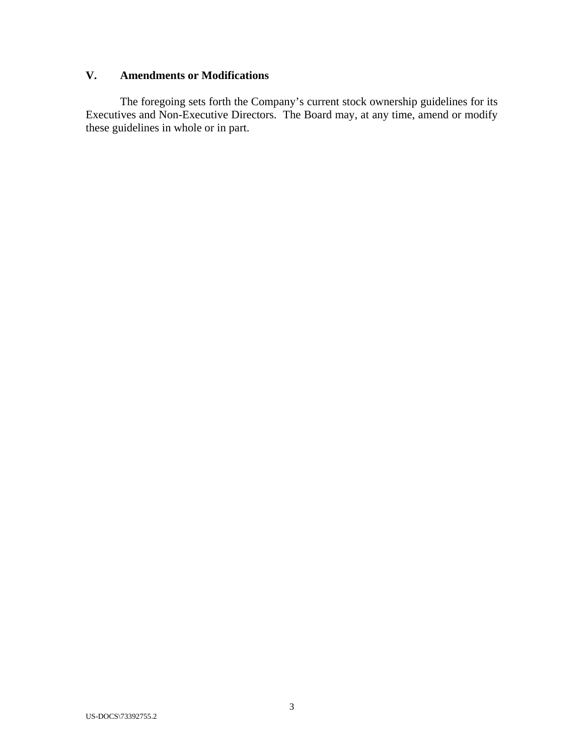## V. Amendments or Modifications

The foregoing sets forth the Company's current stock ownership guidelines for its Executives and Non-Executive Directors. The Board may, at any time, amend or modify these guidelines in whole or in part.